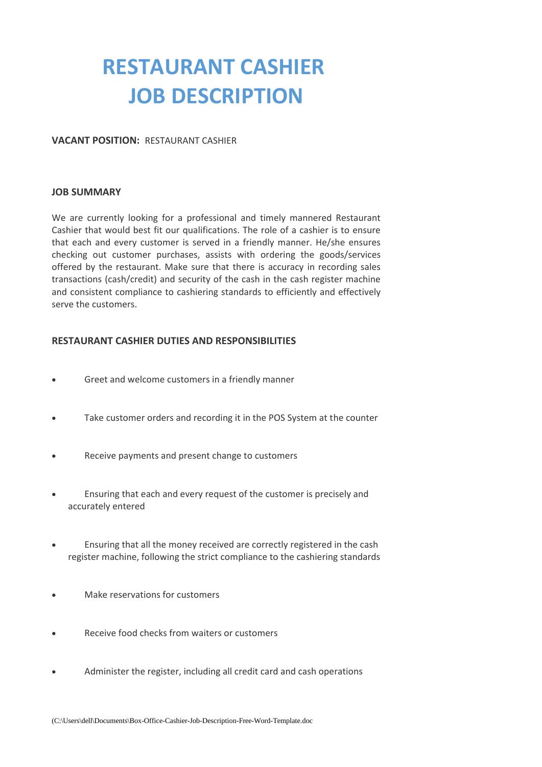# RESTAURANT CASHIER JOB DESCRIPTION

**VACANT POSITION:** RESTAURANT CASHIER

**JOB SUMMARY**

We are currently looking for a professional and timely mannered Restaurant Cashier that would best fit our qualifications. The role of a cashier is to ensure that each and every customer is served in a friendly manner. He/she ensures checking out customer purchases, assists with ordering the goods/services offered by the restaurant. Make sure that there is accuracy in recording sales transactions (cash/credit) and security of the cash in the cash register machine and consistent compliance to cashiering standards to efficiently and effectively serve the customers.

**RESTAURANT CASHIER DUTIES AND RESPONSIBILITIES**

- Greet and welcome customers in a friendly manner
- Take customer orders and recording it in the POS System at the counter
- Receive payments and present change to customers
- Ensuring that each and every request of the customer is precisely and accurately entered
- Ensuring that all the money received are correctly registered in the cash register machine, following the strict compliance to the cashiering standards
- Make reservations for customers
- Receive food checks from waiters or customers
- Administer the register, including all credit card and cash operations

(C:\Users\dell\Documents\Box-Office-Cashier-Job-Description-Free-Word-Template.doc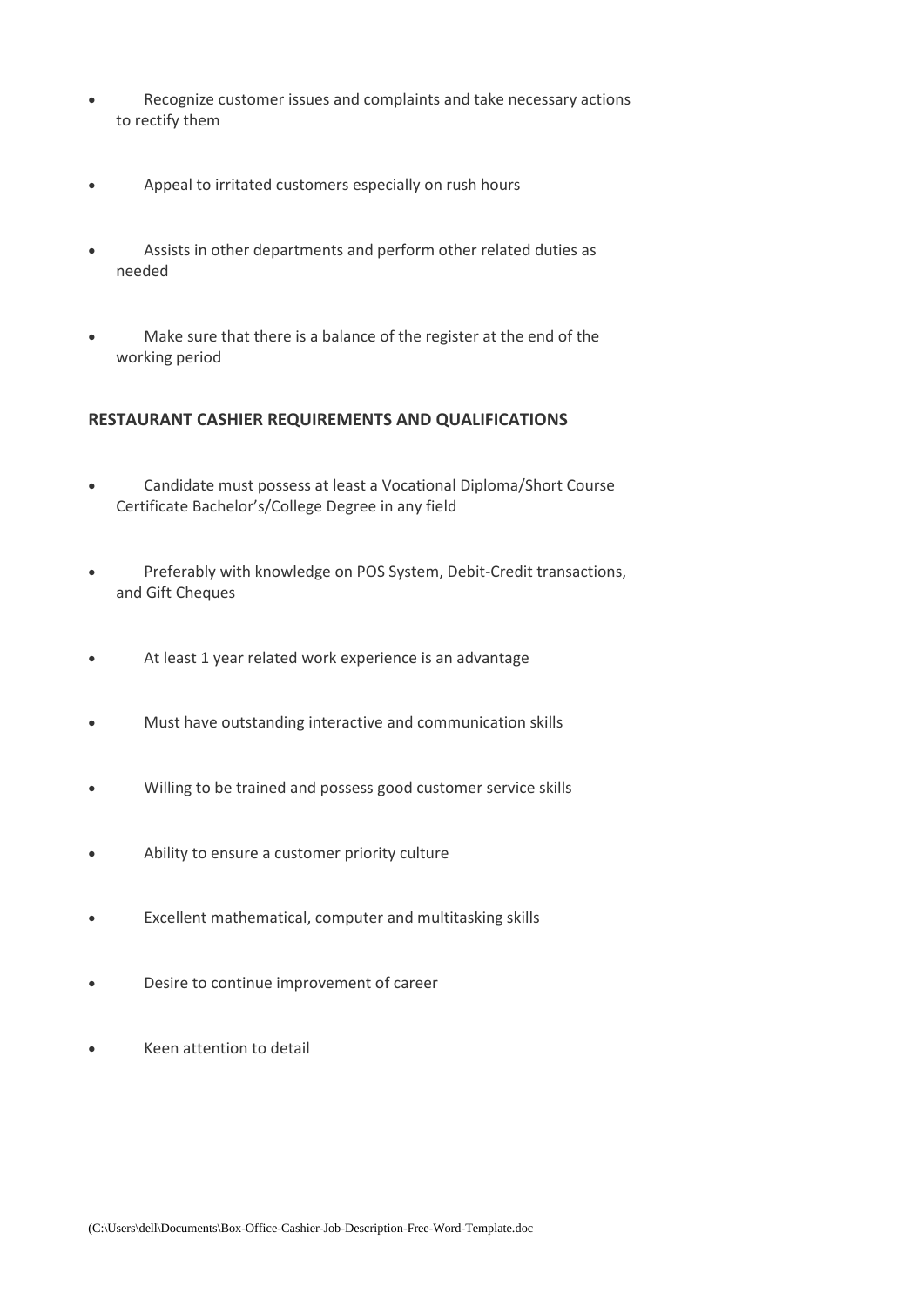- Recognize customer issues and complaints and take necessary actions to rectify them
- Appeal to irritated customers especially on rush hours
- Assists in other departments and perform other related duties as needed
- Make sure that there is a balance of the register at the end of the working period

**RESTAURANT CASHIER REQUIREMENTS AND QUALIFICATIONS**

- Candidate must possess at least a Vocational Diploma/Short Course Certificate Bachelor's/College Degree in any field
- Preferably with knowledge on POS System, Debit-Credit transactions, and Gift Cheques
- At least 1 year related work experience is an advantage
- Must have outstanding interactive and communication skills
- Willing to be trained and possess good customer service skills
- Ability to ensure a customer priority culture
- Excellent mathematical, computer and multitasking skills
- Desire to continue improvement of career
- Keen attention to detail